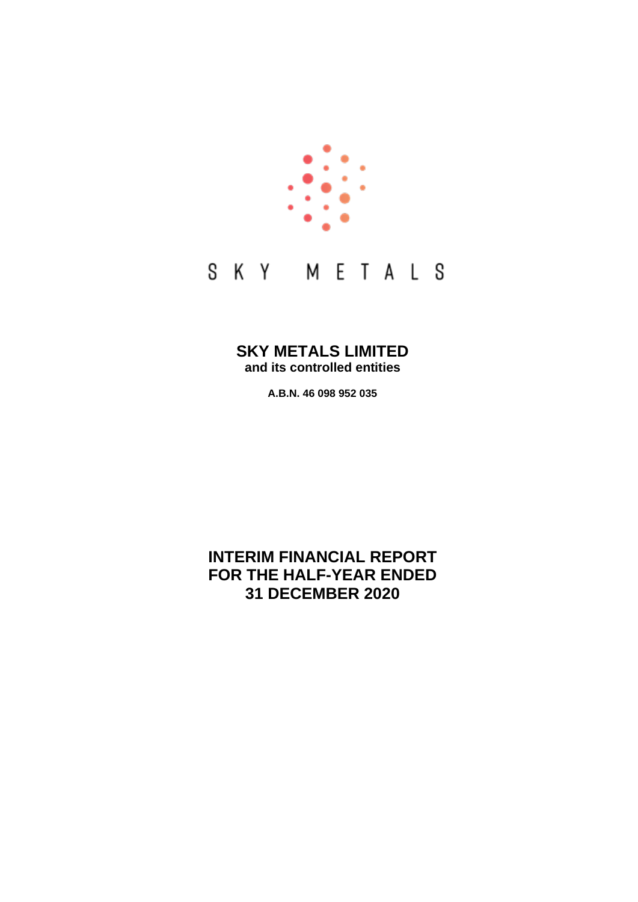S K Y   M E T A L S

# SKY METALS LIMITED

**and its controlled entities**

**A.B.N. 46 098 952 035**

# INTERIM FINANCIAL REPORT FOR THE HALF-YEAR ENDED 31 DECEMBER 2020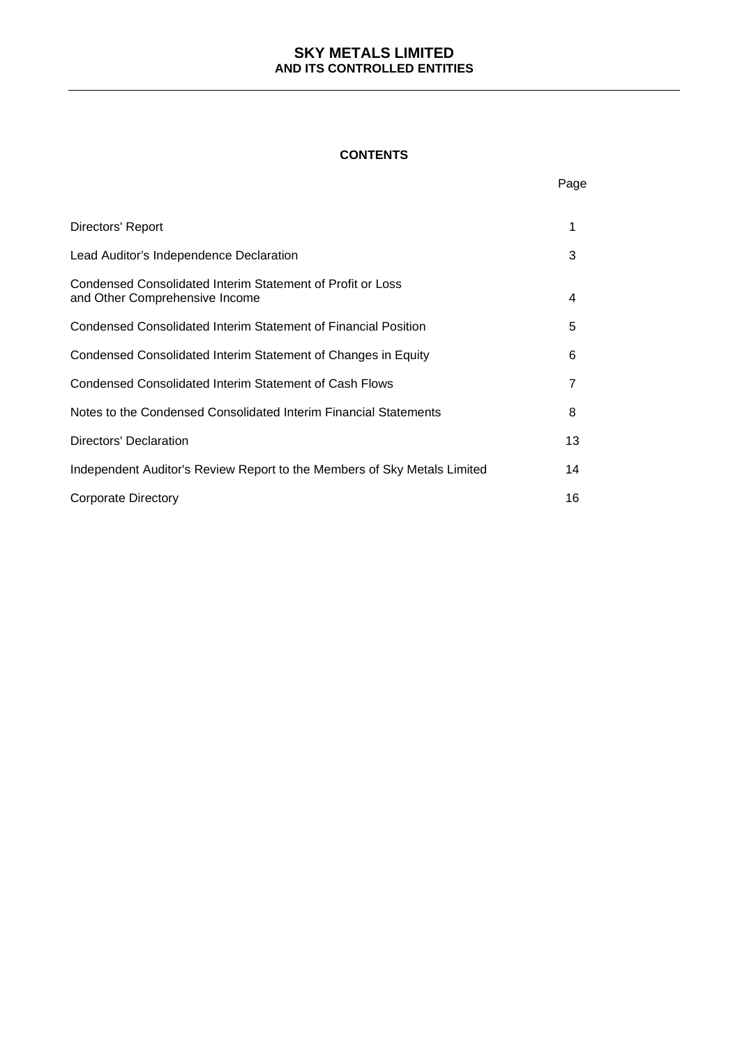# SKY METALS LIMITED
## AND ITS CONTROLLED ENTITIES

### CONTENTS

| | Page |
|---|---|
| Directors' Report | 1 |
| Lead Auditor's Independence Declaration | 3 |
| Condensed Consolidated Interim Statement of Profit or Loss and Other Comprehensive Income | 4 |
| Condensed Consolidated Interim Statement of Financial Position | 5 |
| Condensed Consolidated Interim Statement of Changes in Equity | 6 |
| Condensed Consolidated Interim Statement of Cash Flows | 7 |
| Notes to the Condensed Consolidated Interim Financial Statements | 8 |
| Directors' Declaration | 13 |
| Independent Auditor's Review Report to the Members of Sky Metals Limited | 14 |
| Corporate Directory | 16 |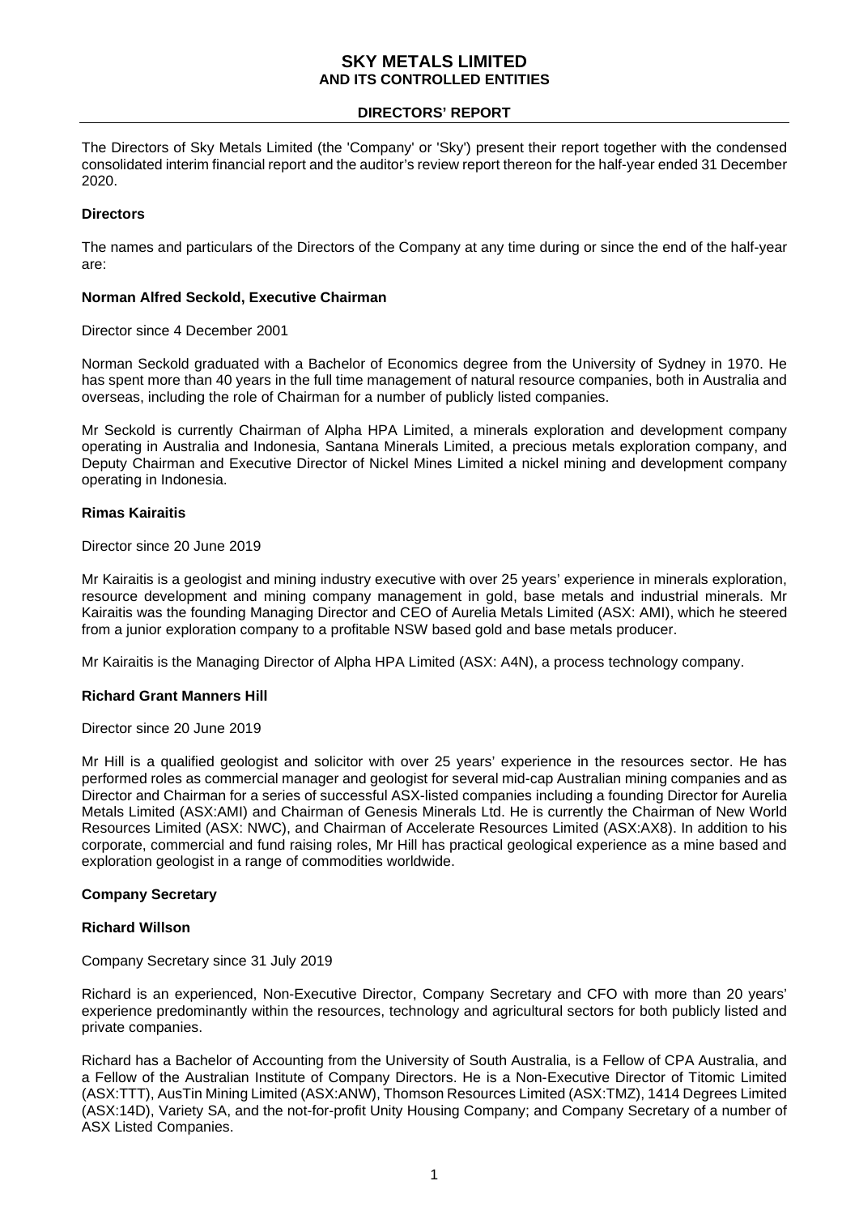# SKY METALS LIMITED
## AND ITS CONTROLLED ENTITIES

## DIRECTORS' REPORT

The Directors of Sky Metals Limited (the 'Company' or 'Sky') present their report together with the condensed consolidated interim financial report and the auditor's review report thereon for the half-year ended 31 December 2020.

### Directors

The names and particulars of the Directors of the Company at any time during or since the end of the half-year are:

#### Norman Alfred Seckold, Executive Chairman

Director since 4 December 2001

Norman Seckold graduated with a Bachelor of Economics degree from the University of Sydney in 1970. He has spent more than 40 years in the full time management of natural resource companies, both in Australia and overseas, including the role of Chairman for a number of publicly listed companies.

Mr Seckold is currently Chairman of Alpha HPA Limited, a minerals exploration and development company operating in Australia and Indonesia, Santana Minerals Limited, a precious metals exploration company, and Deputy Chairman and Executive Director of Nickel Mines Limited a nickel mining and development company operating in Indonesia.

#### Rimas Kairaitis

Director since 20 June 2019

Mr Kairaitis is a geologist and mining industry executive with over 25 years' experience in minerals exploration, resource development and mining company management in gold, base metals and industrial minerals. Mr Kairaitis was the founding Managing Director and CEO of Aurelia Metals Limited (ASX: AMI), which he steered from a junior exploration company to a profitable NSW based gold and base metals producer.

Mr Kairaitis is the Managing Director of Alpha HPA Limited (ASX: A4N), a process technology company.

#### Richard Grant Manners Hill

Director since 20 June 2019

Mr Hill is a qualified geologist and solicitor with over 25 years' experience in the resources sector. He has performed roles as commercial manager and geologist for several mid-cap Australian mining companies and as Director and Chairman for a series of successful ASX-listed companies including a founding Director for Aurelia Metals Limited (ASX:AMI) and Chairman of Genesis Minerals Ltd. He is currently the Chairman of New World Resources Limited (ASX: NWC), and Chairman of Accelerate Resources Limited (ASX:AX8). In addition to his corporate, commercial and fund raising roles, Mr Hill has practical geological experience as a mine based and exploration geologist in a range of commodities worldwide.

### Company Secretary

#### Richard Willson

Company Secretary since 31 July 2019

Richard is an experienced, Non-Executive Director, Company Secretary and CFO with more than 20 years' experience predominantly within the resources, technology and agricultural sectors for both publicly listed and private companies.

Richard has a Bachelor of Accounting from the University of South Australia, is a Fellow of CPA Australia, and a Fellow of the Australian Institute of Company Directors. He is a Non-Executive Director of Titomic Limited (ASX:TTT), AusTin Mining Limited (ASX:ANW), Thomson Resources Limited (ASX:TMZ), 1414 Degrees Limited (ASX:14D), Variety SA, and the not-for-profit Unity Housing Company; and Company Secretary of a number of ASX Listed Companies.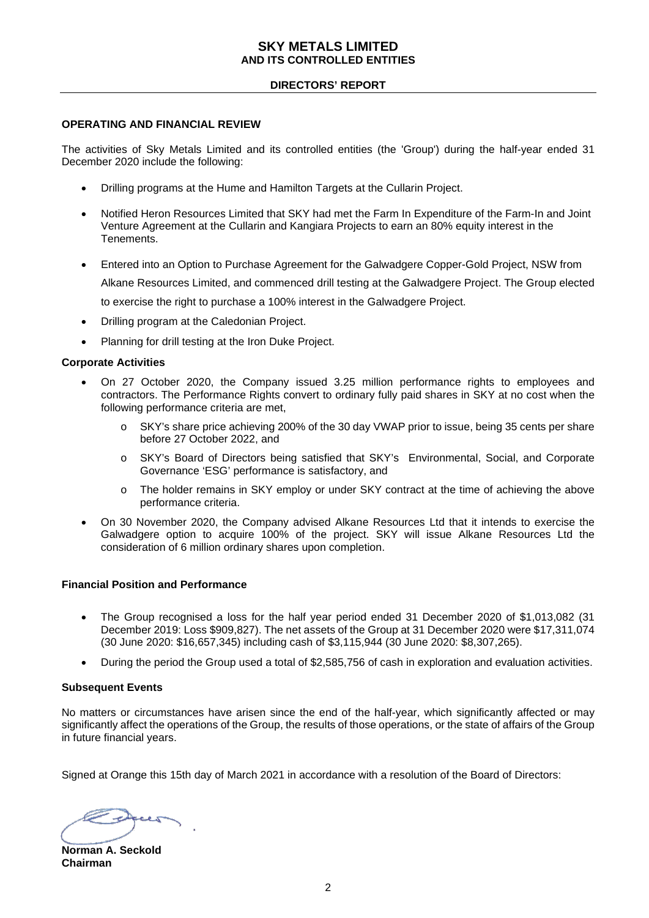# SKY METALS LIMITED
## AND ITS CONTROLLED ENTITIES

### DIRECTORS' REPORT

**OPERATING AND FINANCIAL REVIEW**

The activities of Sky Metals Limited and its controlled entities (the 'Group') during the half-year ended 31 December 2020 include the following:

- Drilling programs at the Hume and Hamilton Targets at the Cullarin Project.
- Notified Heron Resources Limited that SKY had met the Farm In Expenditure of the Farm-In and Joint Venture Agreement at the Cullarin and Kangiara Projects to earn an 80% equity interest in the Tenements.
- Entered into an Option to Purchase Agreement for the Galwadgere Copper-Gold Project, NSW from Alkane Resources Limited, and commenced drill testing at the Galwadgere Project. The Group elected to exercise the right to purchase a 100% interest in the Galwadgere Project.
- Drilling program at the Caledonian Project.
- Planning for drill testing at the Iron Duke Project.

**Corporate Activities**

- On 27 October 2020, the Company issued 3.25 million performance rights to employees and contractors. The Performance Rights convert to ordinary fully paid shares in SKY at no cost when the following performance criteria are met,
  - SKY's share price achieving 200% of the 30 day VWAP prior to issue, being 35 cents per share before 27 October 2022, and
  - SKY's Board of Directors being satisfied that SKY's Environmental, Social, and Corporate Governance 'ESG' performance is satisfactory, and
  - The holder remains in SKY employ or under SKY contract at the time of achieving the above performance criteria.
- On 30 November 2020, the Company advised Alkane Resources Ltd that it intends to exercise the Galwadgere option to acquire 100% of the project. SKY will issue Alkane Resources Ltd the consideration of 6 million ordinary shares upon completion.

**Financial Position and Performance**

- The Group recognised a loss for the half year period ended 31 December 2020 of $1,013,082 (31 December 2019: Loss $909,827). The net assets of the Group at 31 December 2020 were $17,311,074 (30 June 2020: $16,657,345) including cash of $3,115,944 (30 June 2020: $8,307,265).
- During the period the Group used a total of $2,585,756 of cash in exploration and evaluation activities.

**Subsequent Events**

No matters or circumstances have arisen since the end of the half-year, which significantly affected or may significantly affect the operations of the Group, the results of those operations, or the state of affairs of the Group in future financial years.

Signed at Orange this 15th day of March 2021 in accordance with a resolution of the Board of Directors:

**Norman A. Seckold**
**Chairman**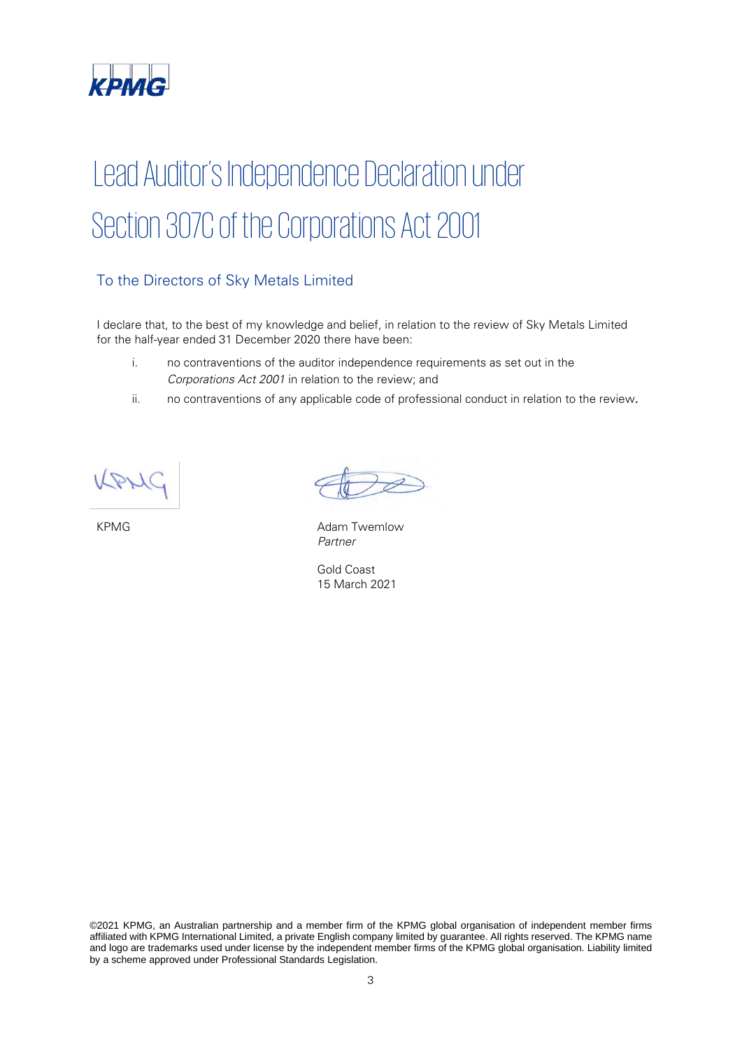# Lead Auditor's Independence Declaration under Section 307C of the Corporations Act 2001

## To the Directors of Sky Metals Limited

I declare that, to the best of my knowledge and belief, in relation to the review of Sky Metals Limited for the half-year ended 31 December 2020 there have been:

i. no contraventions of the auditor independence requirements as set out in the *Corporations Act 2001* in relation to the review; and

ii. no contraventions of any applicable code of professional conduct in relation to the review.

KPMG

Adam Twemlow
*Partner*

Gold Coast
15 March 2021

©2021 KPMG, an Australian partnership and a member firm of the KPMG global organisation of independent member firms affiliated with KPMG International Limited, a private English company limited by guarantee. All rights reserved. The KPMG name and logo are trademarks used under license by the independent member firms of the KPMG global organisation. Liability limited by a scheme approved under Professional Standards Legislation.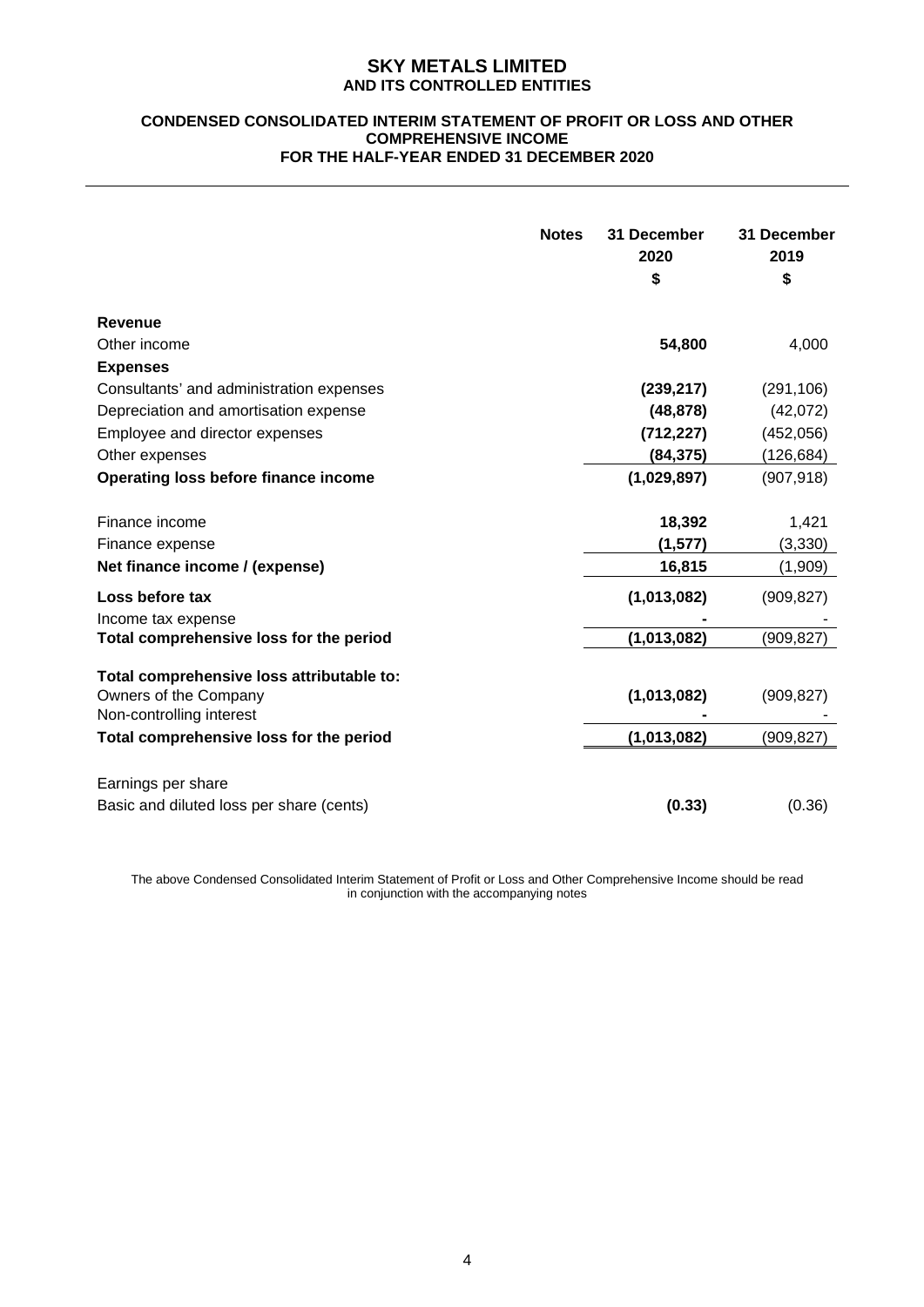# SKY METALS LIMITED
## AND ITS CONTROLLED ENTITIES

### CONDENSED CONSOLIDATED INTERIM STATEMENT OF PROFIT OR LOSS AND OTHER COMPREHENSIVE INCOME FOR THE HALF-YEAR ENDED 31 DECEMBER 2020

| | Notes | 31 December 2020 $ | 31 December 2019 $ |
|---|---|---|---|
| **Revenue** | | | |
| Other income | | **54,800** | 4,000 |
| **Expenses** | | | |
| Consultants' and administration expenses | | **(239,217)** | (291,106) |
| Depreciation and amortisation expense | | **(48,878)** | (42,072) |
| Employee and director expenses | | **(712,227)** | (452,056) |
| Other expenses | | **(84,375)** | (126,684) |
| **Operating loss before finance income** | | **(1,029,897)** | (907,918) |
| Finance income | | **18,392** | 1,421 |
| Finance expense | | **(1,577)** | (3,330) |
| **Net finance income / (expense)** | | **16,815** | (1,909) |
| **Loss before tax** | | **(1,013,082)** | (909,827) |
| Income tax expense | | **-** | - |
| **Total comprehensive loss for the period** | | **(1,013,082)** | (909,827) |
| **Total comprehensive loss attributable to:** | | | |
| Owners of the Company | | **(1,013,082)** | (909,827) |
| Non-controlling interest | | **-** | - |
| **Total comprehensive loss for the period** | | **(1,013,082)** | (909,827) |
| Earnings per share | | | |
| Basic and diluted loss per share (cents) | | **(0.33)** | (0.36) |

The above Condensed Consolidated Interim Statement of Profit or Loss and Other Comprehensive Income should be read in conjunction with the accompanying notes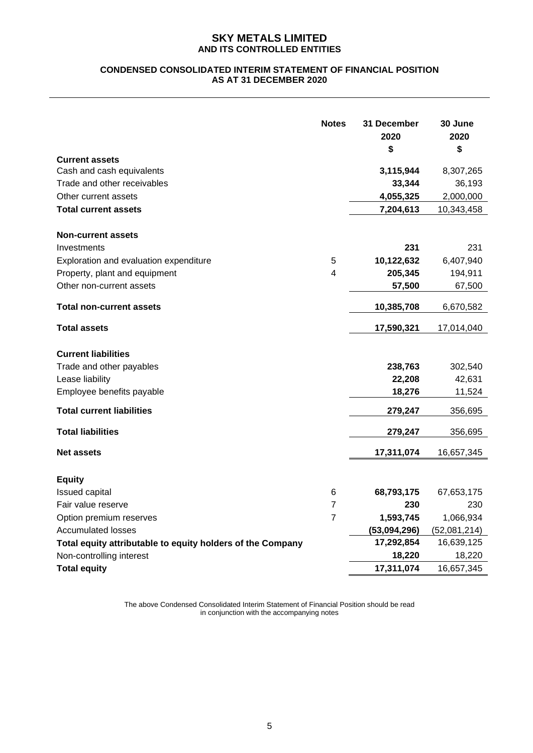# SKY METALS LIMITED
## AND ITS CONTROLLED ENTITIES

### CONDENSED CONSOLIDATED INTERIM STATEMENT OF FINANCIAL POSITION AS AT 31 DECEMBER 2020

| | Notes | 31 December 2020 $ | 30 June 2020 $ |
|---|---|---|---|
| **Current assets** | | | |
| Cash and cash equivalents | | **3,115,944** | 8,307,265 |
| Trade and other receivables | | **33,344** | 36,193 |
| Other current assets | | **4,055,325** | 2,000,000 |
| **Total current assets** | | **7,204,613** | 10,343,458 |
| | | | |
| **Non-current assets** | | | |
| Investments | | **231** | 231 |
| Exploration and evaluation expenditure | 5 | **10,122,632** | 6,407,940 |
| Property, plant and equipment | 4 | **205,345** | 194,911 |
| Other non-current assets | | **57,500** | 67,500 |
| **Total non-current assets** | | **10,385,708** | 6,670,582 |
| **Total assets** | | **17,590,321** | 17,014,040 |
| | | | |
| **Current liabilities** | | | |
| Trade and other payables | | **238,763** | 302,540 |
| Lease liability | | **22,208** | 42,631 |
| Employee benefits payable | | **18,276** | 11,524 |
| **Total current liabilities** | | **279,247** | 356,695 |
| **Total liabilities** | | **279,247** | 356,695 |
| **Net assets** | | **17,311,074** | 16,657,345 |
| | | | |
| **Equity** | | | |
| Issued capital | 6 | **68,793,175** | 67,653,175 |
| Fair value reserve | 7 | **230** | 230 |
| Option premium reserves | 7 | **1,593,745** | 1,066,934 |
| Accumulated losses | | **(53,094,296)** | (52,081,214) |
| **Total equity attributable to equity holders of the Company** | | **17,292,854** | 16,639,125 |
| Non-controlling interest | | **18,220** | 18,220 |
| **Total equity** | | **17,311,074** | 16,657,345 |

The above Condensed Consolidated Interim Statement of Financial Position should be read in conjunction with the accompanying notes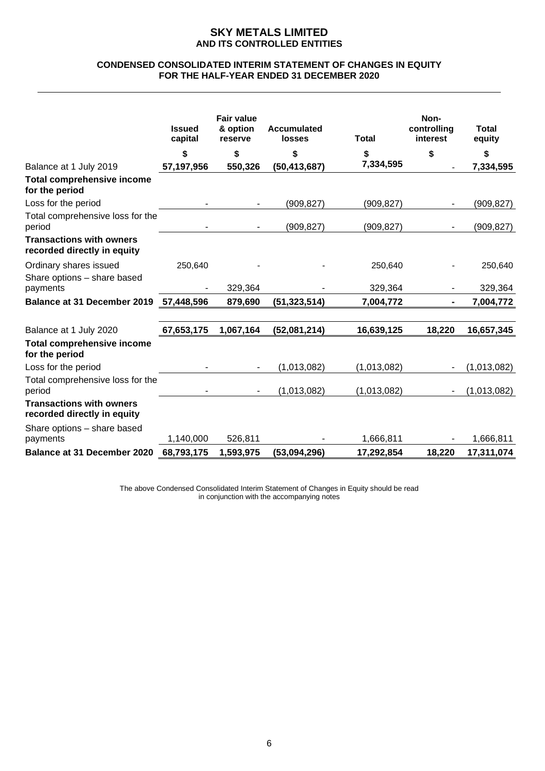# SKY METALS LIMITED
## AND ITS CONTROLLED ENTITIES

### CONDENSED CONSOLIDATED INTERIM STATEMENT OF CHANGES IN EQUITY
### FOR THE HALF-YEAR ENDED 31 DECEMBER 2020

| | Issued capital | Fair value & option reserve | Accumulated losses | Total | Non-controlling interest | Total equity |
|---|---|---|---|---|---|---|
| | $ | $ | $ | $ | $ | $ |
| Balance at 1 July 2019 | **57,197,956** | **550,326** | **(50,413,687)** | **7,334,595** | - | **7,334,595** |
| **Total comprehensive income for the period** | | | | | | |
| Loss for the period | - | - | (909,827) | (909,827) | - | (909,827) |
| Total comprehensive loss for the period | - | - | (909,827) | (909,827) | - | (909,827) |
| **Transactions with owners recorded directly in equity** | | | | | | |
| Ordinary shares issued | 250,640 | - | - | 250,640 | - | 250,640 |
| Share options – share based payments | - | 329,364 | - | 329,364 | - | 329,364 |
| **Balance at 31 December 2019** | **57,448,596** | **879,690** | **(51,323,514)** | **7,004,772** | **-** | **7,004,772** |
| | | | | | | |
| Balance at 1 July 2020 | **67,653,175** | **1,067,164** | **(52,081,214)** | **16,639,125** | **18,220** | **16,657,345** |
| **Total comprehensive income for the period** | | | | | | |
| Loss for the period | - | - | (1,013,082) | (1,013,082) | - | (1,013,082) |
| Total comprehensive loss for the period | - | - | (1,013,082) | (1,013,082) | - | (1,013,082) |
| **Transactions with owners recorded directly in equity** | | | | | | |
| Share options – share based payments | 1,140,000 | 526,811 | - | 1,666,811 | - | 1,666,811 |
| **Balance at 31 December 2020** | **68,793,175** | **1,593,975** | **(53,094,296)** | **17,292,854** | **18,220** | **17,311,074** |

The above Condensed Consolidated Interim Statement of Changes in Equity should be read in conjunction with the accompanying notes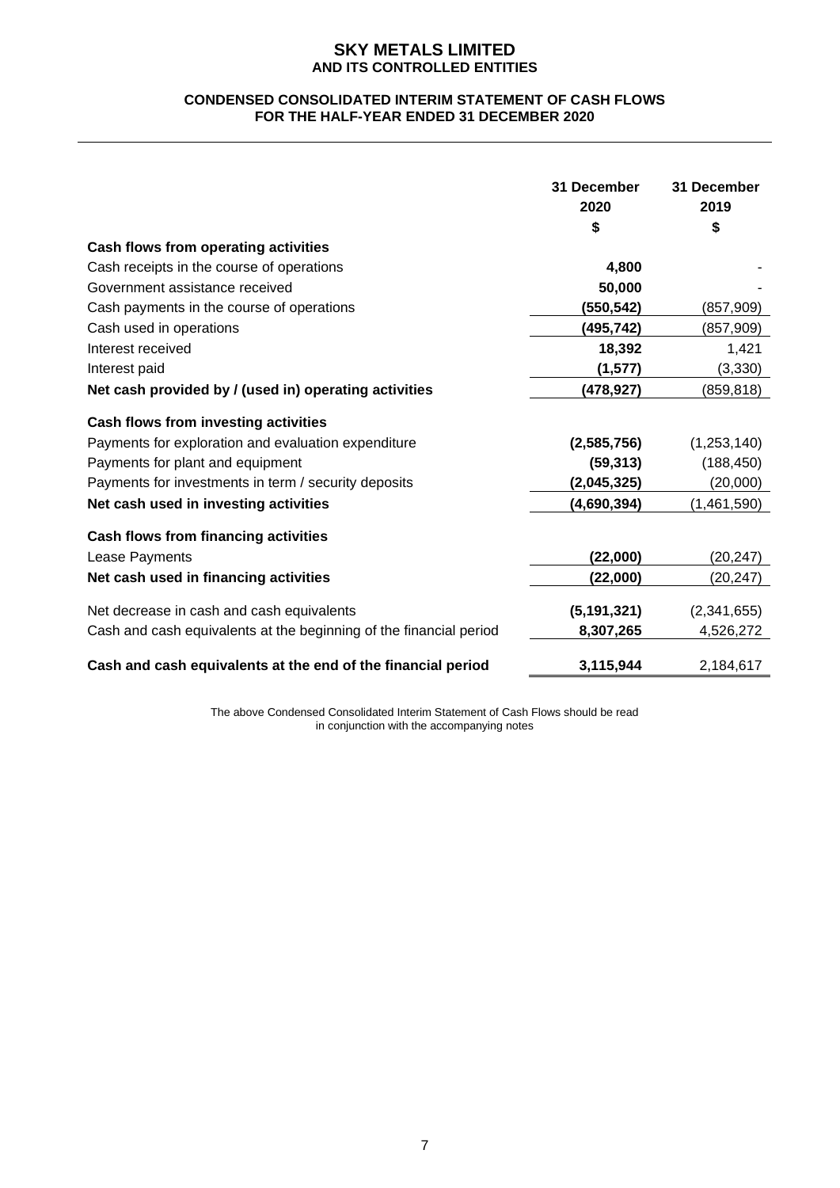# SKY METALS LIMITED
## AND ITS CONTROLLED ENTITIES

### CONDENSED CONSOLIDATED INTERIM STATEMENT OF CASH FLOWS
### FOR THE HALF-YEAR ENDED 31 DECEMBER 2020

| | 31 December 2020 $ | 31 December 2019 $ |
|---|---|---|
| **Cash flows from operating activities** | | |
| Cash receipts in the course of operations | **4,800** | - |
| Government assistance received | **50,000** | - |
| Cash payments in the course of operations | **(550,542)** | (857,909) |
| Cash used in operations | **(495,742)** | (857,909) |
| Interest received | **18,392** | 1,421 |
| Interest paid | **(1,577)** | (3,330) |
| **Net cash provided by / (used in) operating activities** | **(478,927)** | (859,818) |
| **Cash flows from investing activities** | | |
| Payments for exploration and evaluation expenditure | **(2,585,756)** | (1,253,140) |
| Payments for plant and equipment | **(59,313)** | (188,450) |
| Payments for investments in term / security deposits | **(2,045,325)** | (20,000) |
| **Net cash used in investing activities** | **(4,690,394)** | (1,461,590) |
| **Cash flows from financing activities** | | |
| Lease Payments | **(22,000)** | (20,247) |
| **Net cash used in financing activities** | **(22,000)** | (20,247) |
| Net decrease in cash and cash equivalents | **(5,191,321)** | (2,341,655) |
| Cash and cash equivalents at the beginning of the financial period | **8,307,265** | 4,526,272 |
| **Cash and cash equivalents at the end of the financial period** | **3,115,944** | 2,184,617 |

The above Condensed Consolidated Interim Statement of Cash Flows should be read in conjunction with the accompanying notes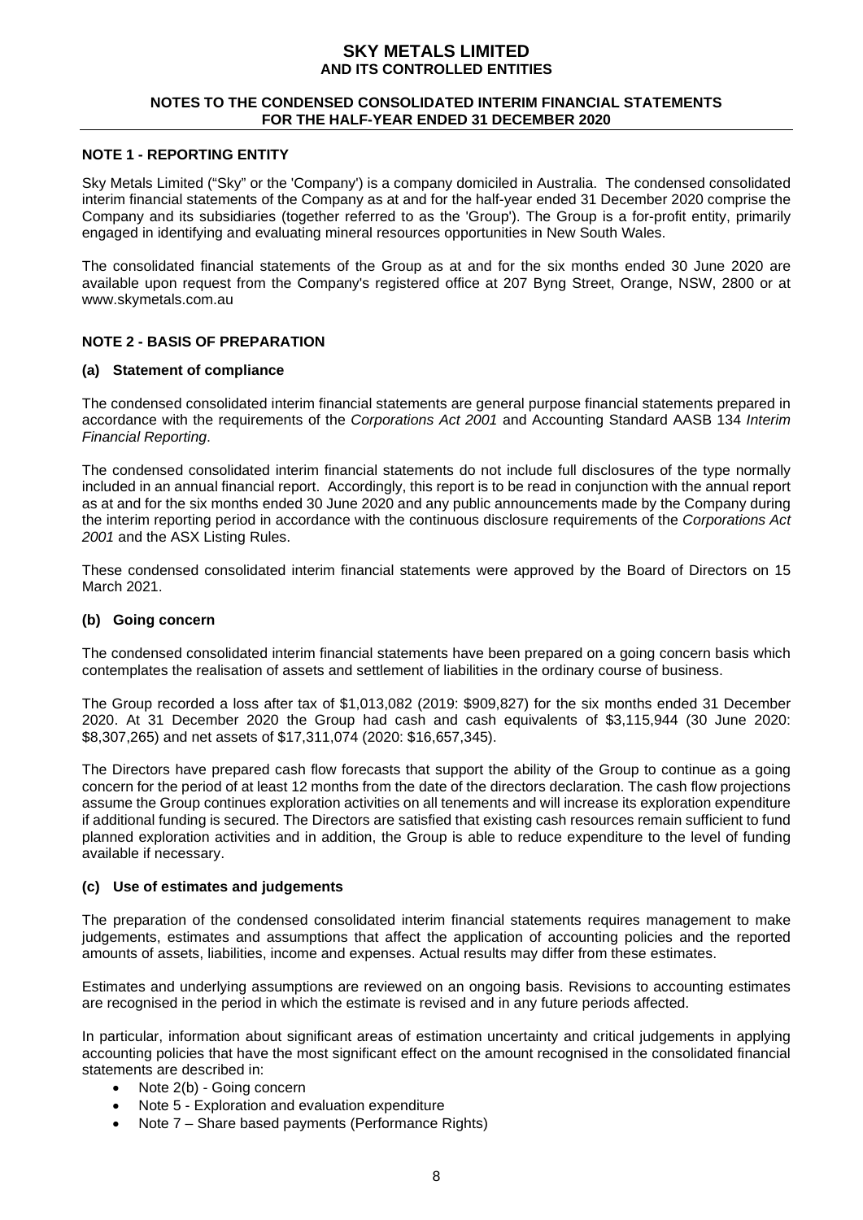## NOTE 1 - REPORTING ENTITY

Sky Metals Limited ("Sky" or the 'Company') is a company domiciled in Australia. The condensed consolidated interim financial statements of the Company as at and for the half-year ended 31 December 2020 comprise the Company and its subsidiaries (together referred to as the 'Group'). The Group is a for-profit entity, primarily engaged in identifying and evaluating mineral resources opportunities in New South Wales.

The consolidated financial statements of the Group as at and for the six months ended 30 June 2020 are available upon request from the Company's registered office at 207 Byng Street, Orange, NSW, 2800 or at www.skymetals.com.au

## NOTE 2 - BASIS OF PREPARATION

### (a) Statement of compliance

The condensed consolidated interim financial statements are general purpose financial statements prepared in accordance with the requirements of the *Corporations Act 2001* and Accounting Standard AASB 134 *Interim Financial Reporting*.

The condensed consolidated interim financial statements do not include full disclosures of the type normally included in an annual financial report. Accordingly, this report is to be read in conjunction with the annual report as at and for the six months ended 30 June 2020 and any public announcements made by the Company during the interim reporting period in accordance with the continuous disclosure requirements of the *Corporations Act 2001* and the ASX Listing Rules.

These condensed consolidated interim financial statements were approved by the Board of Directors on 15 March 2021.

### (b) Going concern

The condensed consolidated interim financial statements have been prepared on a going concern basis which contemplates the realisation of assets and settlement of liabilities in the ordinary course of business.

The Group recorded a loss after tax of $1,013,082 (2019: $909,827) for the six months ended 31 December 2020. At 31 December 2020 the Group had cash and cash equivalents of $3,115,944 (30 June 2020: $8,307,265) and net assets of $17,311,074 (2020: $16,657,345).

The Directors have prepared cash flow forecasts that support the ability of the Group to continue as a going concern for the period of at least 12 months from the date of the directors declaration. The cash flow projections assume the Group continues exploration activities on all tenements and will increase its exploration expenditure if additional funding is secured. The Directors are satisfied that existing cash resources remain sufficient to fund planned exploration activities and in addition, the Group is able to reduce expenditure to the level of funding available if necessary.

### (c) Use of estimates and judgements

The preparation of the condensed consolidated interim financial statements requires management to make judgements, estimates and assumptions that affect the application of accounting policies and the reported amounts of assets, liabilities, income and expenses. Actual results may differ from these estimates.

Estimates and underlying assumptions are reviewed on an ongoing basis. Revisions to accounting estimates are recognised in the period in which the estimate is revised and in any future periods affected.

In particular, information about significant areas of estimation uncertainty and critical judgements in applying accounting policies that have the most significant effect on the amount recognised in the consolidated financial statements are described in:

- Note 2(b) - Going concern
- Note 5 - Exploration and evaluation expenditure
- Note 7 – Share based payments (Performance Rights)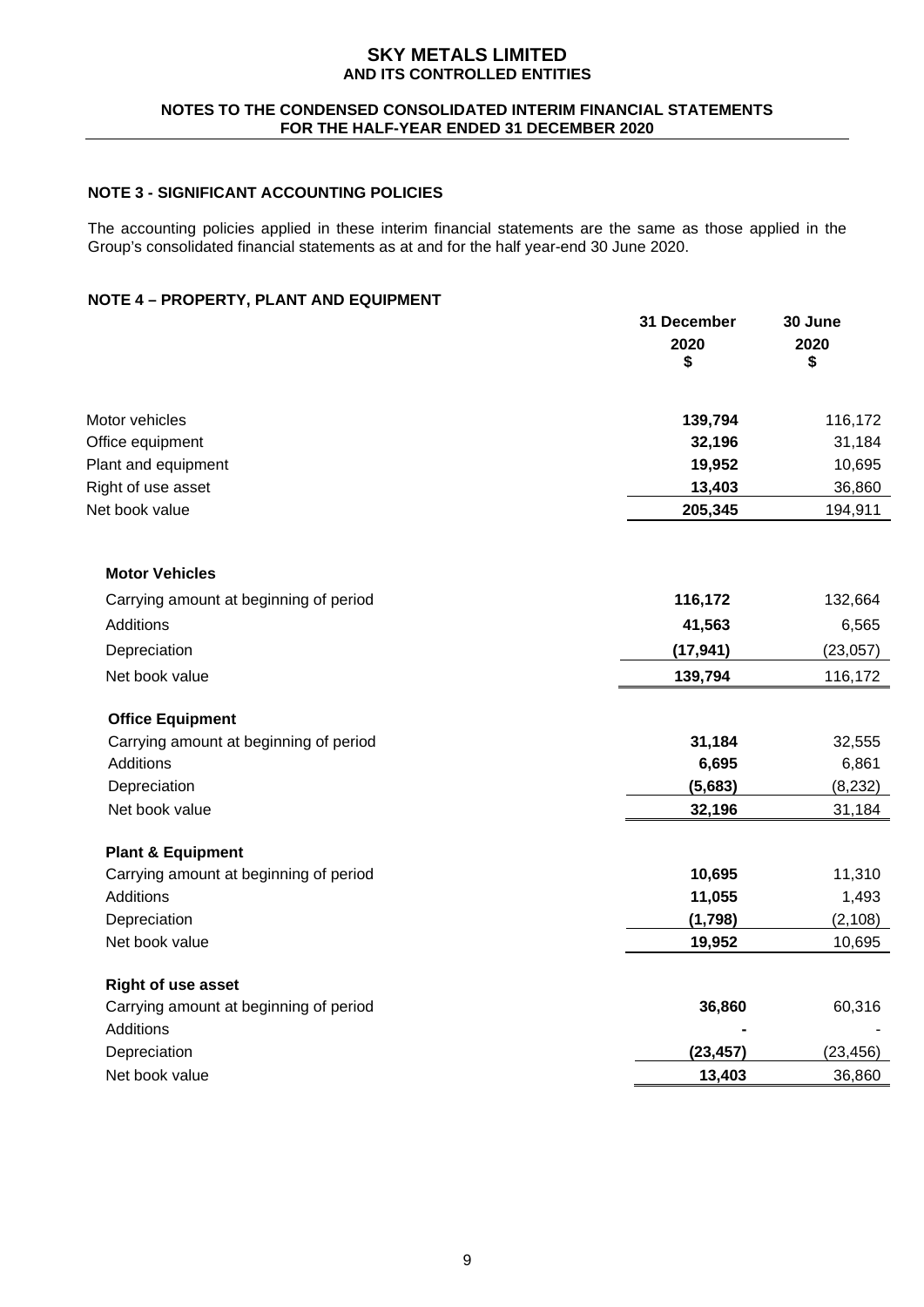## NOTE 3 - SIGNIFICANT ACCOUNTING POLICIES

The accounting policies applied in these interim financial statements are the same as those applied in the Group's consolidated financial statements as at and for the half year-end 30 June 2020.

## NOTE 4 – PROPERTY, PLANT AND EQUIPMENT

| | 31 December 2020 $ | 30 June 2020 $ |
|---|---|---|
| Motor vehicles | **139,794** | 116,172 |
| Office equipment | **32,196** | 31,184 |
| Plant and equipment | **19,952** | 10,695 |
| Right of use asset | **13,403** | 36,860 |
| Net book value | **205,345** | 194,911 |
| | | |
| **Motor Vehicles** | | |
| Carrying amount at beginning of period | **116,172** | 132,664 |
| Additions | **41,563** | 6,565 |
| Depreciation | **(17,941)** | (23,057) |
| Net book value | **139,794** | 116,172 |
| | | |
| **Office Equipment** | | |
| Carrying amount at beginning of period | **31,184** | 32,555 |
| Additions | **6,695** | 6,861 |
| Depreciation | **(5,683)** | (8,232) |
| Net book value | **32,196** | 31,184 |
| | | |
| **Plant & Equipment** | | |
| Carrying amount at beginning of period | **10,695** | 11,310 |
| Additions | **11,055** | 1,493 |
| Depreciation | **(1,798)** | (2,108) |
| Net book value | **19,952** | 10,695 |
| | | |
| **Right of use asset** | | |
| Carrying amount at beginning of period | **36,860** | 60,316 |
| Additions | **-** | - |
| Depreciation | **(23,457)** | (23,456) |
| Net book value | **13,403** | 36,860 |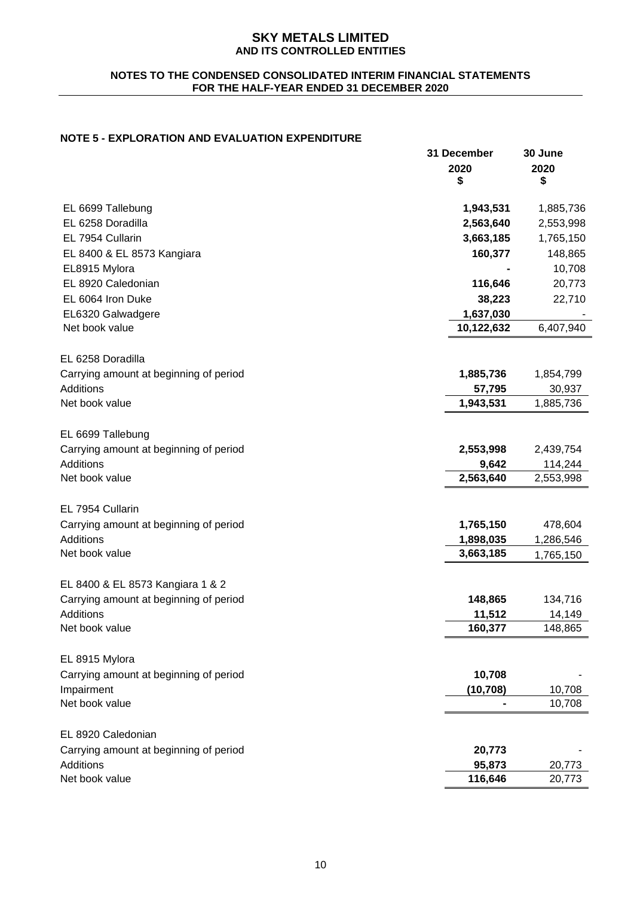# SKY METALS LIMITED
## AND ITS CONTROLLED ENTITIES

### NOTES TO THE CONDENSED CONSOLIDATED INTERIM FINANCIAL STATEMENTS FOR THE HALF-YEAR ENDED 31 DECEMBER 2020

### NOTE 5 - EXPLORATION AND EVALUATION EXPENDITURE

| | 31 December 2020 $ | 30 June 2020 $ |
|---|---|---|
| EL 6699 Tallebung | **1,943,531** | 1,885,736 |
| EL 6258 Doradilla | **2,563,640** | 2,553,998 |
| EL 7954 Cullarin | **3,663,185** | 1,765,150 |
| EL 8400 & EL 8573 Kangiara | **160,377** | 148,865 |
| EL8915 Mylora | **-** | 10,708 |
| EL 8920 Caledonian | **116,646** | 20,773 |
| EL 6064 Iron Duke | **38,223** | 22,710 |
| EL6320 Galwadgere | **1,637,030** | - |
| Net book value | **10,122,632** | 6,407,940 |
| | | |
| EL 6258 Doradilla | | |
| Carrying amount at beginning of period | **1,885,736** | 1,854,799 |
| Additions | **57,795** | 30,937 |
| Net book value | **1,943,531** | 1,885,736 |
| | | |
| EL 6699 Tallebung | | |
| Carrying amount at beginning of period | **2,553,998** | 2,439,754 |
| Additions | **9,642** | 114,244 |
| Net book value | **2,563,640** | 2,553,998 |
| | | |
| EL 7954 Cullarin | | |
| Carrying amount at beginning of period | **1,765,150** | 478,604 |
| Additions | **1,898,035** | 1,286,546 |
| Net book value | **3,663,185** | 1,765,150 |
| | | |
| EL 8400 & EL 8573 Kangiara 1 & 2 | | |
| Carrying amount at beginning of period | **148,865** | 134,716 |
| Additions | **11,512** | 14,149 |
| Net book value | **160,377** | 148,865 |
| | | |
| EL 8915 Mylora | | |
| Carrying amount at beginning of period | **10,708** | - |
| Impairment | **(10,708)** | 10,708 |
| Net book value | **-** | 10,708 |
| | | |
| EL 8920 Caledonian | | |
| Carrying amount at beginning of period | **20,773** | - |
| Additions | **95,873** | 20,773 |
| Net book value | **116,646** | 20,773 |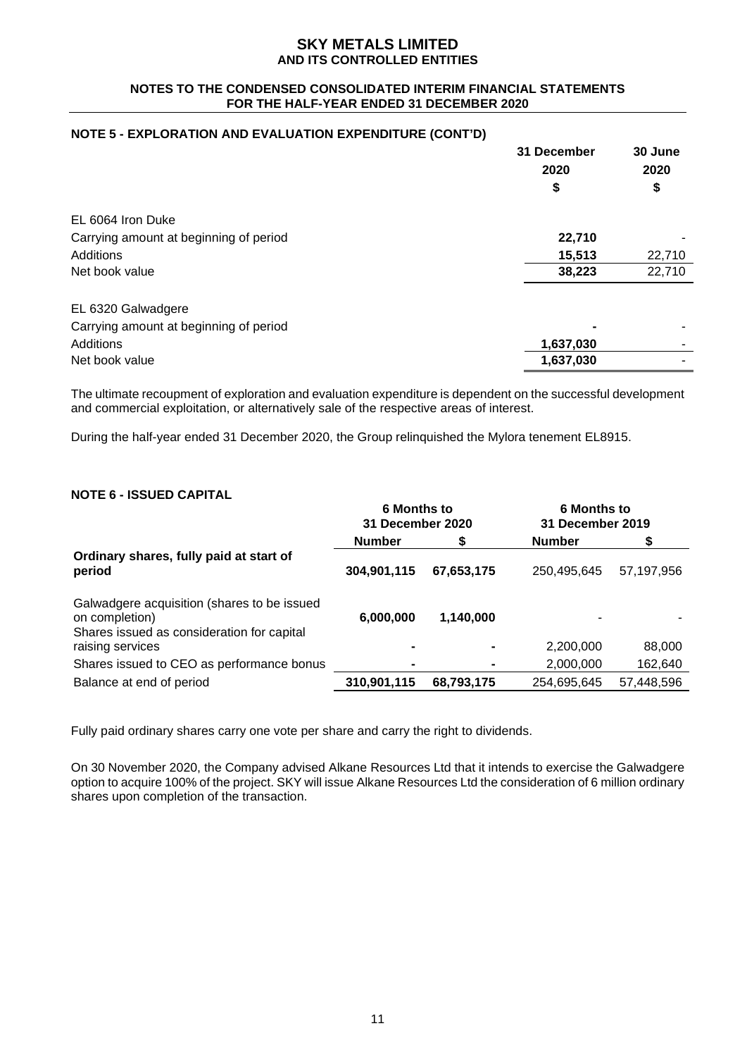## NOTE 5 - EXPLORATION AND EVALUATION EXPENDITURE (CONT'D)

| | 31 December 2020 $ | 30 June 2020 $ |
|---|---|---|
| EL 6064 Iron Duke | | |
| Carrying amount at beginning of period | **22,710** | - |
| Additions | **15,513** | 22,710 |
| Net book value | **38,223** | 22,710 |
| | | |
| EL 6320 Galwadgere | | |
| Carrying amount at beginning of period | **-** | - |
| Additions | **1,637,030** | - |
| Net book value | **1,637,030** | - |

The ultimate recoupment of exploration and evaluation expenditure is dependent on the successful development and commercial exploitation, or alternatively sale of the respective areas of interest.

During the half-year ended 31 December 2020, the Group relinquished the Mylora tenement EL8915.

## NOTE 6 - ISSUED CAPITAL

| | 6 Months to 31 December 2020 | | 6 Months to 31 December 2019 | |
|---|---|---|---|---|
| | **Number** | **$** | **Number** | **$** |
| **Ordinary shares, fully paid at start of period** | **304,901,115** | **67,653,175** | 250,495,645 | 57,197,956 |
| Galwadgere acquisition (shares to be issued on completion) | **6,000,000** | **1,140,000** | - | - |
| Shares issued as consideration for capital raising services | **-** | **-** | 2,200,000 | 88,000 |
| Shares issued to CEO as performance bonus | **-** | **-** | 2,000,000 | 162,640 |
| Balance at end of period | **310,901,115** | **68,793,175** | 254,695,645 | 57,448,596 |

Fully paid ordinary shares carry one vote per share and carry the right to dividends.

On 30 November 2020, the Company advised Alkane Resources Ltd that it intends to exercise the Galwadgere option to acquire 100% of the project. SKY will issue Alkane Resources Ltd the consideration of 6 million ordinary shares upon completion of the transaction.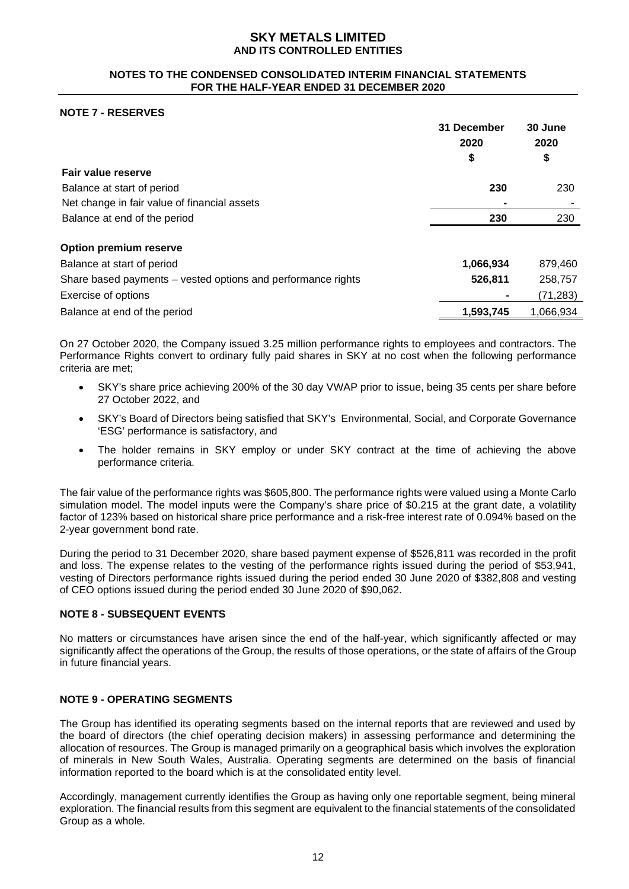## NOTE 7 - RESERVES

| | 31 December 2020 $ | 30 June 2020 $ |
|---|---|---|
| **Fair value reserve** | | |
| Balance at start of period | **230** | 230 |
| Net change in fair value of financial assets | **-** | - |
| Balance at end of the period | **230** | 230 |
| | | |
| **Option premium reserve** | | |
| Balance at start of period | **1,066,934** | 879,460 |
| Share based payments – vested options and performance rights | **526,811** | 258,757 |
| Exercise of options | **-** | (71,283) |
| Balance at end of the period | **1,593,745** | 1,066,934 |

On 27 October 2020, the Company issued 3.25 million performance rights to employees and contractors. The Performance Rights convert to ordinary fully paid shares in SKY at no cost when the following performance criteria are met;

- SKY's share price achieving 200% of the 30 day VWAP prior to issue, being 35 cents per share before 27 October 2022, and
- SKY's Board of Directors being satisfied that SKY's Environmental, Social, and Corporate Governance 'ESG' performance is satisfactory, and
- The holder remains in SKY employ or under SKY contract at the time of achieving the above performance criteria.

The fair value of the performance rights was $605,800. The performance rights were valued using a Monte Carlo simulation model. The model inputs were the Company's share price of $0.215 at the grant date, a volatility factor of 123% based on historical share price performance and a risk-free interest rate of 0.094% based on the 2-year government bond rate.

During the period to 31 December 2020, share based payment expense of $526,811 was recorded in the profit and loss. The expense relates to the vesting of the performance rights issued during the period of $53,941, vesting of Directors performance rights issued during the period ended 30 June 2020 of $382,808 and vesting of CEO options issued during the period ended 30 June 2020 of $90,062.

## NOTE 8 - SUBSEQUENT EVENTS

No matters or circumstances have arisen since the end of the half-year, which significantly affected or may significantly affect the operations of the Group, the results of those operations, or the state of affairs of the Group in future financial years.

## NOTE 9 - OPERATING SEGMENTS

The Group has identified its operating segments based on the internal reports that are reviewed and used by the board of directors (the chief operating decision makers) in assessing performance and determining the allocation of resources. The Group is managed primarily on a geographical basis which involves the exploration of minerals in New South Wales, Australia. Operating segments are determined on the basis of financial information reported to the board which is at the consolidated entity level.

Accordingly, management currently identifies the Group as having only one reportable segment, being mineral exploration. The financial results from this segment are equivalent to the financial statements of the consolidated Group as a whole.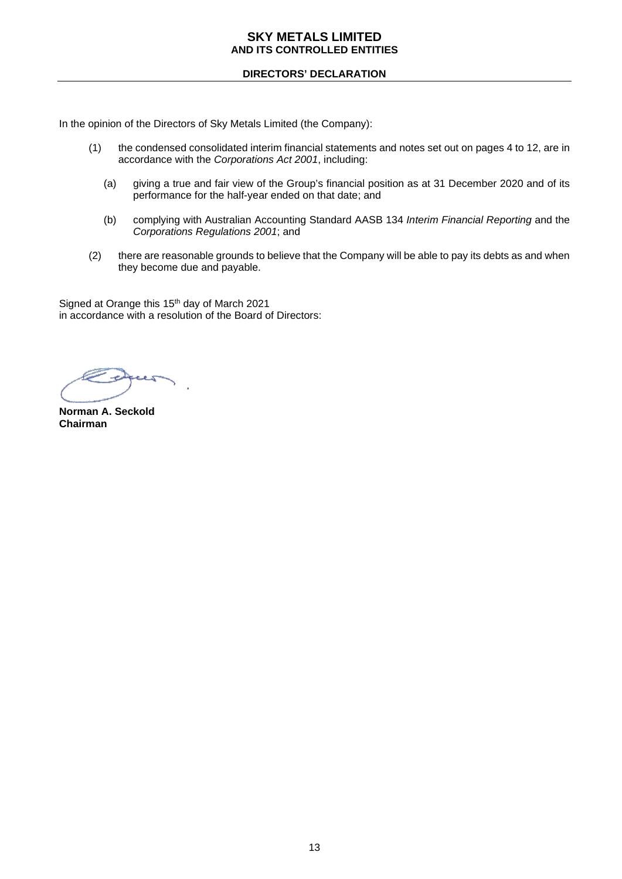# SKY METALS LIMITED
## AND ITS CONTROLLED ENTITIES

### DIRECTORS' DECLARATION

In the opinion of the Directors of Sky Metals Limited (the Company):

(1) the condensed consolidated interim financial statements and notes set out on pages 4 to 12, are in accordance with the *Corporations Act 2001*, including:

   (a) giving a true and fair view of the Group's financial position as at 31 December 2020 and of its performance for the half-year ended on that date; and

   (b) complying with Australian Accounting Standard AASB 134 *Interim Financial Reporting* and the *Corporations Regulations 2001*; and

(2) there are reasonable grounds to believe that the Company will be able to pay its debts as and when they become due and payable.

Signed at Orange this 15th day of March 2021
in accordance with a resolution of the Board of Directors:

**Norman A. Seckold**
**Chairman**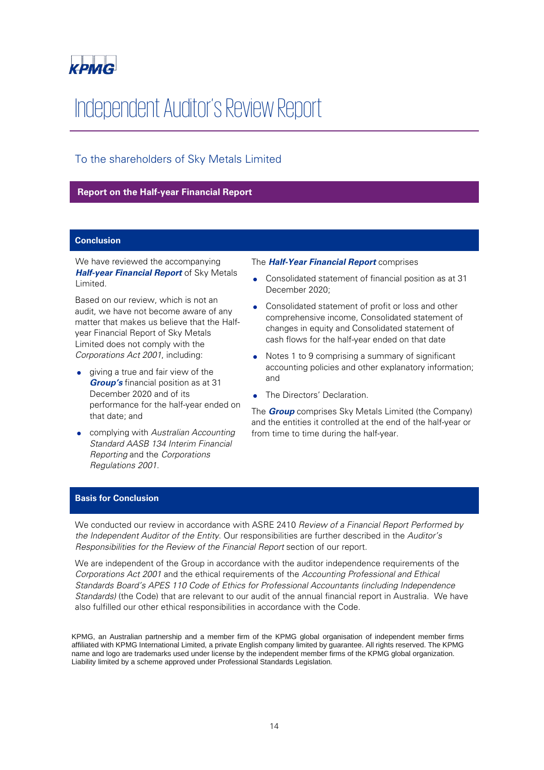KPMG

# Independent Auditor's Review Report

## To the shareholders of Sky Metals Limited

### Report on the Half-year Financial Report

#### Conclusion

We have reviewed the accompanying ***Half-year Financial Report*** of Sky Metals Limited.

Based on our review, which is not an audit, we have not become aware of any matter that makes us believe that the Half-year Financial Report of Sky Metals Limited does not comply with the *Corporations Act 2001*, including:

- giving a true and fair view of the ***Group's*** financial position as at 31 December 2020 and of its performance for the half-year ended on that date; and
- complying with *Australian Accounting Standard AASB 134 Interim Financial Reporting* and the *Corporations Regulations 2001*.

The ***Half-Year Financial Report*** comprises

- Consolidated statement of financial position as at 31 December 2020;
- Consolidated statement of profit or loss and other comprehensive income, Consolidated statement of changes in equity and Consolidated statement of cash flows for the half-year ended on that date
- Notes 1 to 9 comprising a summary of significant accounting policies and other explanatory information; and
- The Directors' Declaration.

The ***Group*** comprises Sky Metals Limited (the Company) and the entities it controlled at the end of the half-year or from time to time during the half-year.

#### Basis for Conclusion

We conducted our review in accordance with ASRE 2410 *Review of a Financial Report Performed by the Independent Auditor of the Entity.* Our responsibilities are further described in the *Auditor's Responsibilities for the Review of the Financial Report* section of our report.

We are independent of the Group in accordance with the auditor independence requirements of the *Corporations Act 2001* and the ethical requirements of the *Accounting Professional and Ethical Standards Board's APES 110 Code of Ethics for Professional Accountants (including Independence Standards)* (the Code) that are relevant to our audit of the annual financial report in Australia. We have also fulfilled our other ethical responsibilities in accordance with the Code.

KPMG, an Australian partnership and a member firm of the KPMG global organisation of independent member firms affiliated with KPMG International Limited, a private English company limited by guarantee. All rights reserved. The KPMG name and logo are trademarks used under license by the independent member firms of the KPMG global organization. Liability limited by a scheme approved under Professional Standards Legislation.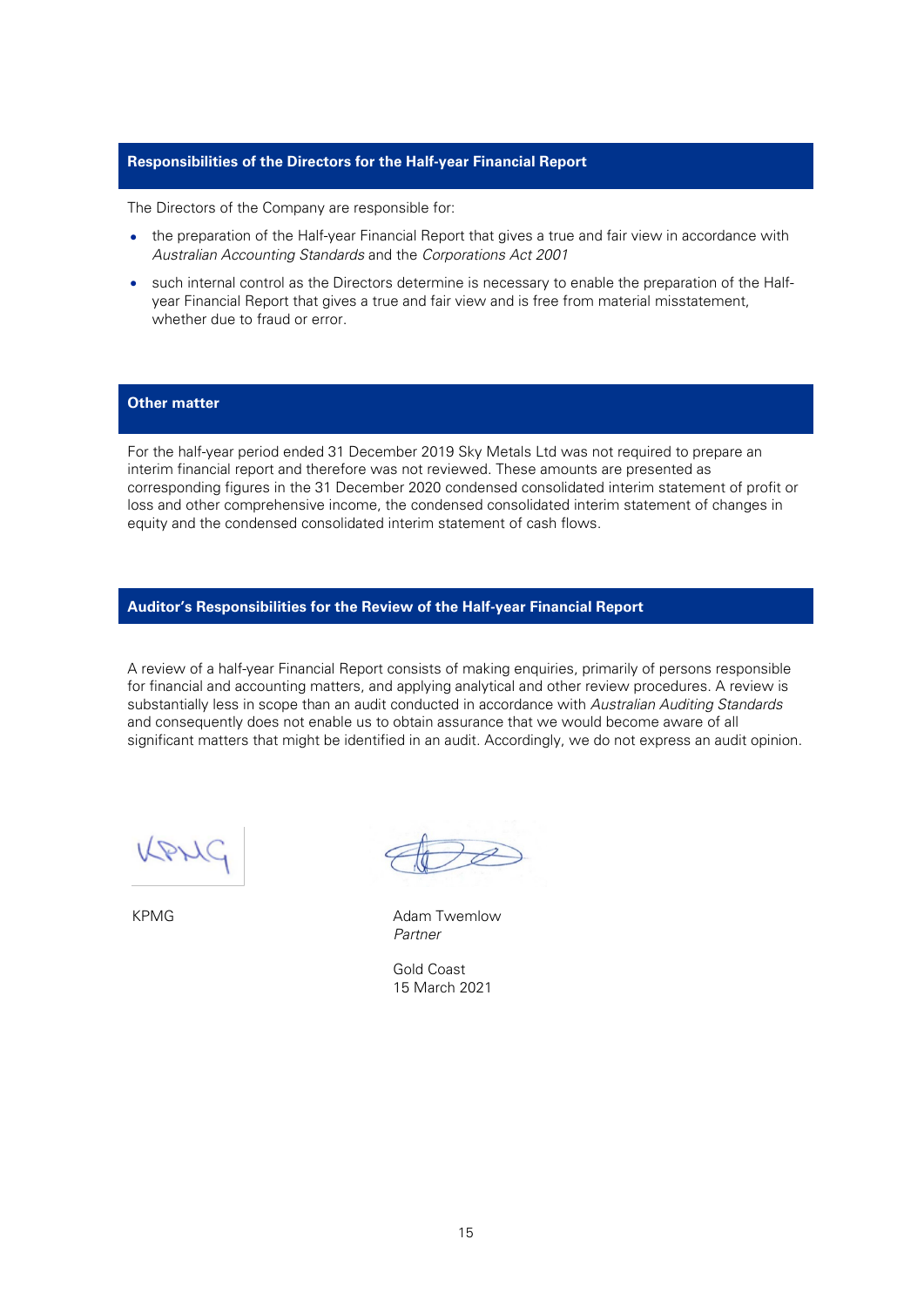## Responsibilities of the Directors for the Half-year Financial Report

The Directors of the Company are responsible for:

- the preparation of the Half-year Financial Report that gives a true and fair view in accordance with *Australian Accounting Standards* and the *Corporations Act 2001*
- such internal control as the Directors determine is necessary to enable the preparation of the Half-year Financial Report that gives a true and fair view and is free from material misstatement, whether due to fraud or error.

## Other matter

For the half-year period ended 31 December 2019 Sky Metals Ltd was not required to prepare an interim financial report and therefore was not reviewed. These amounts are presented as corresponding figures in the 31 December 2020 condensed consolidated interim statement of profit or loss and other comprehensive income, the condensed consolidated interim statement of changes in equity and the condensed consolidated interim statement of cash flows.

## Auditor's Responsibilities for the Review of the Half-year Financial Report

A review of a half-year Financial Report consists of making enquiries, primarily of persons responsible for financial and accounting matters, and applying analytical and other review procedures. A review is substantially less in scope than an audit conducted in accordance with *Australian Auditing Standards* and consequently does not enable us to obtain assurance that we would become aware of all significant matters that might be identified in an audit. Accordingly, we do not express an audit opinion.

KPMG

Adam Twemlow
*Partner*

Gold Coast
15 March 2021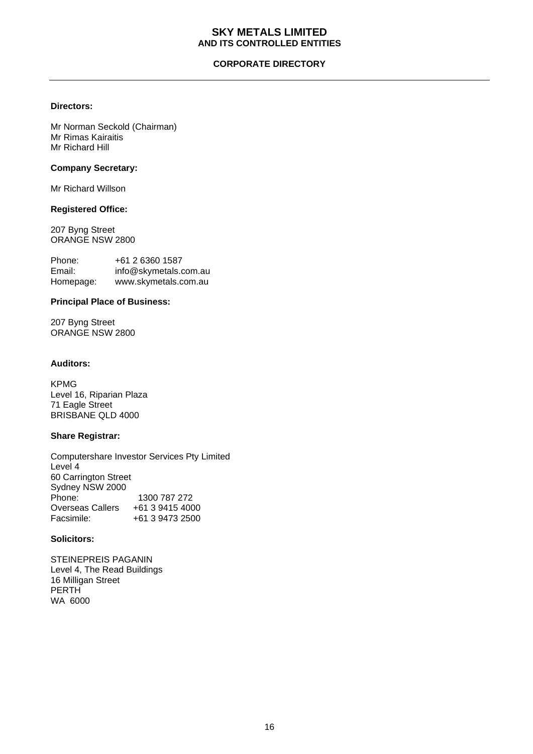# SKY METALS LIMITED
## AND ITS CONTROLLED ENTITIES

### CORPORATE DIRECTORY

**Directors:**

Mr Norman Seckold (Chairman)
Mr Rimas Kairaitis
Mr Richard Hill

**Company Secretary:**

Mr Richard Willson

**Registered Office:**

207 Byng Street
ORANGE NSW 2800

| | |
|---|---|
| Phone: | +61 2 6360 1587 |
| Email: | info@skymetals.com.au |
| Homepage: | www.skymetals.com.au |

**Principal Place of Business:**

207 Byng Street
ORANGE NSW 2800

**Auditors:**

KPMG
Level 16, Riparian Plaza
71 Eagle Street
BRISBANE QLD 4000

**Share Registrar:**

Computershare Investor Services Pty Limited
Level 4
60 Carrington Street
Sydney NSW 2000

| | |
|---|---|
| Phone: | 1300 787 272 |
| Overseas Callers | +61 3 9415 4000 |
| Facsimile: | +61 3 9473 2500 |

**Solicitors:**

STEINEPREIS PAGANIN
Level 4, The Read Buildings
16 Milligan Street
PERTH
WA 6000